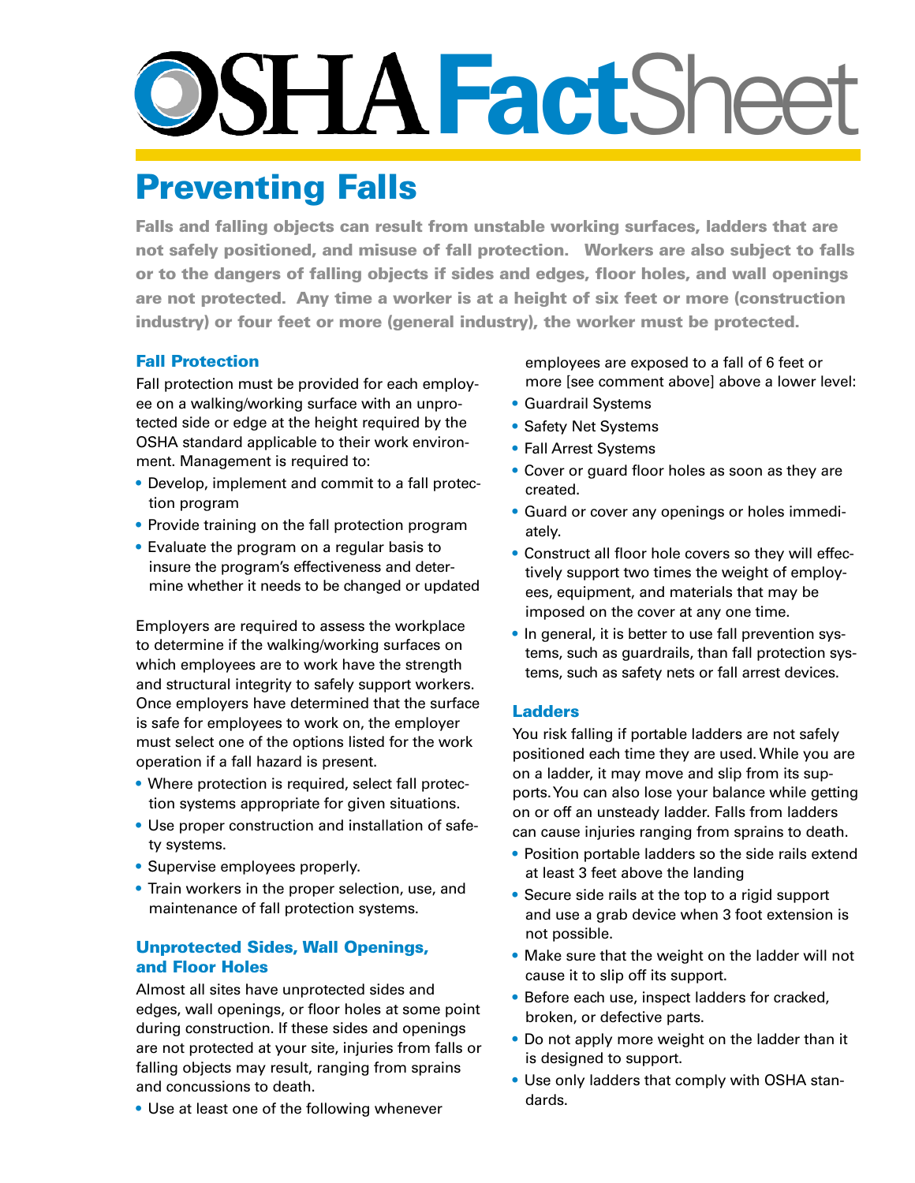# OSHA FactSheet

## Preventing Falls

**Falls and falling objects can result from unstable working surfaces, ladders that are not safely positioned, and misuse of fall protection. Workers are also subject to falls or to the dangers of falling objects if sides and edges, floor holes, and wall openings are not protected. Any time a worker is at a height of six feet or more (construction industry) or four feet or more (general industry), the worker must be protected.**

### Fall Protection

Fall protection must be provided for each employee on a walking/working surface with an unprotected side or edge at the height required by the OSHA standard applicable to their work environment. Management is required to:

- Develop, implement and commit to a fall protection program
- Provide training on the fall protection program
- Evaluate the program on a regular basis to insure the program's effectiveness and determine whether it needs to be changed or updated

Employers are required to assess the workplace to determine if the walking/working surfaces on which employees are to work have the strength and structural integrity to safely support workers. Once employers have determined that the surface is safe for employees to work on, the employer must select one of the options listed for the work operation if a fall hazard is present.

- Where protection is required, select fall protection systems appropriate for given situations.
- Use proper construction and installation of safety systems.
- Supervise employees properly.
- Train workers in the proper selection, use, and maintenance of fall protection systems.

### Unprotected Sides, Wall Openings, and Floor Holes

Almost all sites have unprotected sides and edges, wall openings, or floor holes at some point during construction. If these sides and openings are not protected at your site, injuries from falls or falling objects may result, ranging from sprains and concussions to death.

- Use at least one of the following whenever employees are exposed to a fall of 6 feet or more [see comment above] above a lower level:
- Guardrail Systems
- Safety Net Systems
- Fall Arrest Systems
- Cover or guard floor holes as soon as they are created.
- Guard or cover any openings or holes immediately.
- Construct all floor hole covers so they will effectively support two times the weight of employees, equipment, and materials that may be imposed on the cover at any one time.
- In general, it is better to use fall prevention systems, such as guardrails, than fall protection systems, such as safety nets or fall arrest devices.

### Ladders

You risk falling if portable ladders are not safely positioned each time they are used. While you are on a ladder, it may move and slip from its supports. You can also lose your balance while getting on or off an unsteady ladder. Falls from ladders can cause injuries ranging from sprains to death.

- Position portable ladders so the side rails extend at least 3 feet above the landing
- Secure side rails at the top to a rigid support and use a grab device when 3 foot extension is not possible.
- Make sure that the weight on the ladder will not cause it to slip off its support.
- Before each use, inspect ladders for cracked, broken, or defective parts.
- Do not apply more weight on the ladder than it is designed to support.
- Use only ladders that comply with OSHA standards.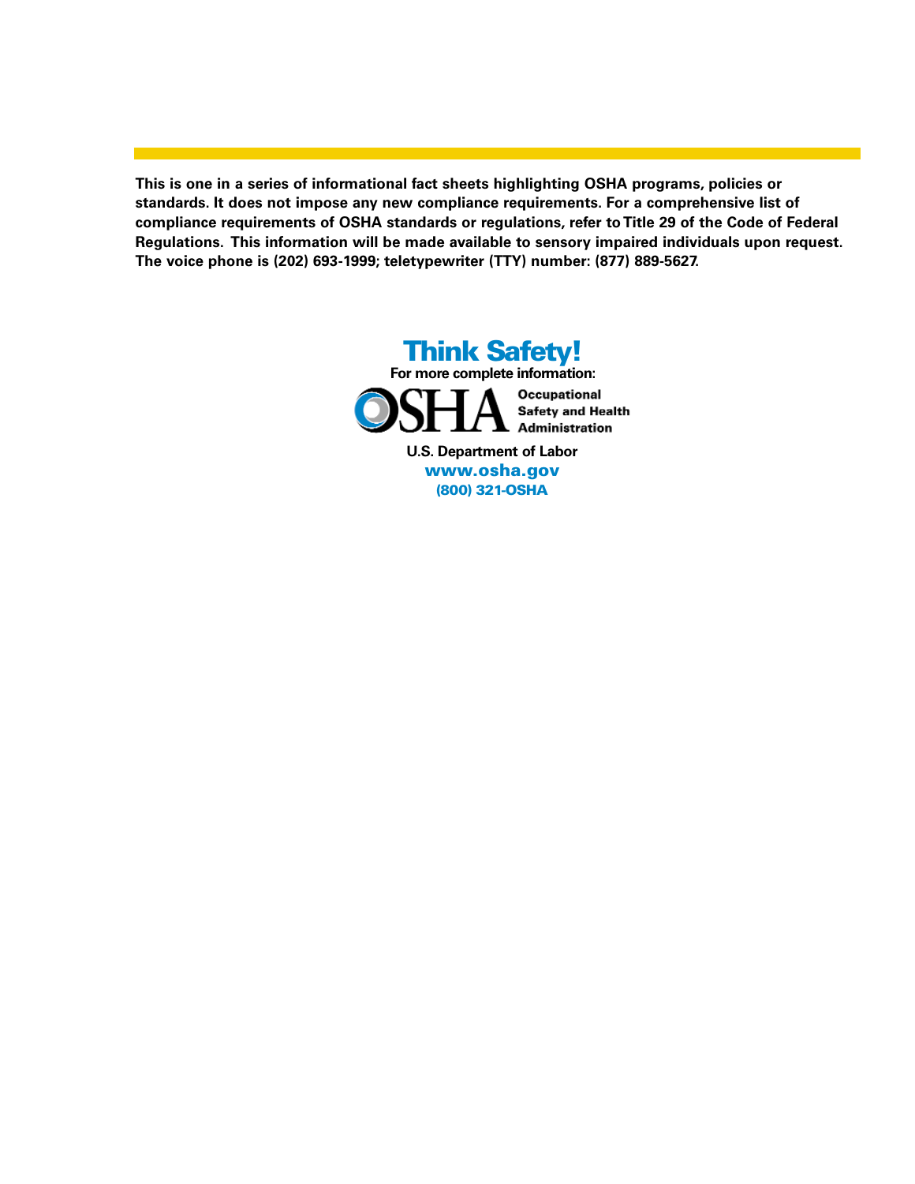**This is one in a series of informational fact sheets highlighting OSHA programs, policies or standards. It does not impose any new compliance requirements. For a comprehensive list of compliance requirements of OSHA standards or regulations, refer to Title 29 of the Code of Federal Regulations. This information will be made available to sensory impaired individuals upon request. The voice phone is (202) 693-1999; teletypewriter (TTY) number: (877) 889-5627.**

**Think Safety!**

**For more complete information:**

**OSHA Occupational Safety and Health Administration**

**U.S. Department of Labor**

**www.osha.gov**

**(800) 321-OSHA**